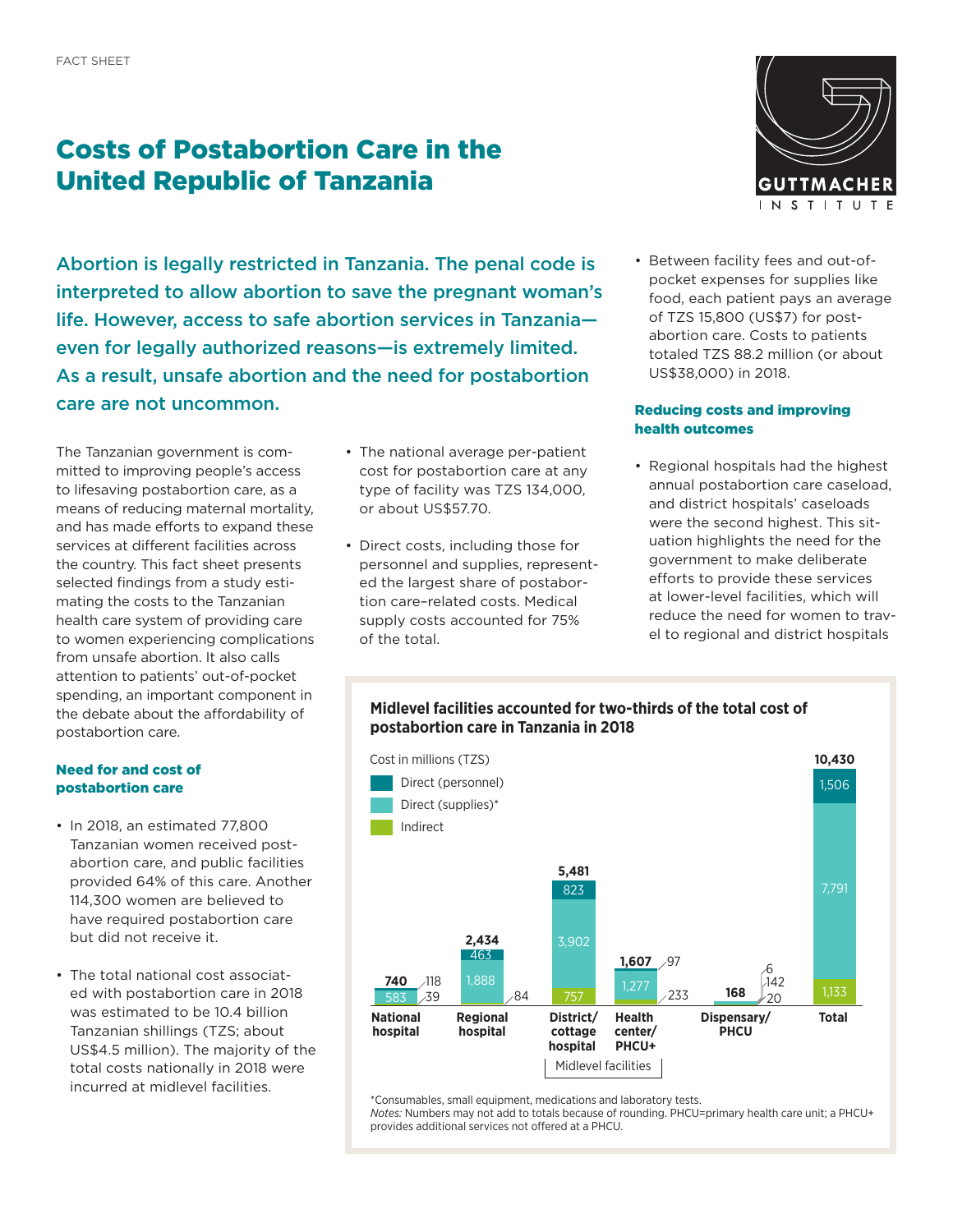FACT SHEET

# Costs of Postabortion Care in the United Republic of Tanzania

**Abortion is legally restricted in Tanzania. The penal code is interpreted to allow abortion to save the pregnant woman's life. However, access to safe abortion services in Tanzania—even for legally authorized reasons—is extremely limited. As a result, unsafe abortion and the need for postabortion care are not uncommon.**

The Tanzanian government is committed to improving people's access to lifesaving postabortion care, as a means of reducing maternal mortality, and has made efforts to expand these services at different facilities across the country. This fact sheet presents selected findings from a study estimating the costs to the Tanzanian health care system of providing care to women experiencing complications from unsafe abortion. It also calls attention to patients' out-of-pocket spending, an important component in the debate about the affordability of postabortion care.

## Need for and cost of postabortion care

- In 2018, an estimated 77,800 Tanzanian women received postabortion care, and public facilities provided 64% of this care. Another 114,300 women are believed to have required postabortion care but did not receive it.
- The total national cost associated with postabortion care in 2018 was estimated to be 10.4 billion Tanzanian shillings (TZS; about US$4.5 million). The majority of the total costs nationally in 2018 were incurred at midlevel facilities.
- The national average per-patient cost for postabortion care at any type of facility was TZS 134,000, or about US$57.70.
- Direct costs, including those for personnel and supplies, represented the largest share of postabortion care–related costs. Medical supply costs accounted for 75% of the total.
- Between facility fees and out-of-pocket expenses for supplies like food, each patient pays an average of TZS 15,800 (US$7) for postabortion care. Costs to patients totaled TZS 88.2 million (or about US$38,000) in 2018.

## Reducing costs and improving health outcomes

- Regional hospitals had the highest annual postabortion care caseload, and district hospitals' caseloads were the second highest. This situation highlights the need for the government to make deliberate efforts to provide these services at lower-level facilities, which will reduce the need for women to travel to regional and district hospitals

**Midlevel facilities accounted for two-thirds of the total cost of postabortion care in Tanzania in 2018**

Cost in millions (TZS)

| Facility | Direct (personnel) | Direct (supplies)* | Indirect | Total |
|---|---|---|---|---|
| National hospital | 118 | 583 | 39 | 740 |
| Regional hospital | 463 | 1,888 | 84 | 2,434 |
| District/cottage hospital (Midlevel facilities) | 823 | 3,902 | 757 | 5,481 |
| Health center/PHCU+ (Midlevel facilities) | 97 | 1,277 | 233 | 1,607 |
| Dispensary/PHCU | 6 | 142 | 20 | 168 |
| Total | 1,506 | 7,791 | 1,133 | 10,430 |

*Consumables, small equipment, medications and laboratory tests.
*Notes:* Numbers may not add to totals because of rounding. PHCU=primary health care unit; a PHCU+ provides additional services not offered at a PHCU.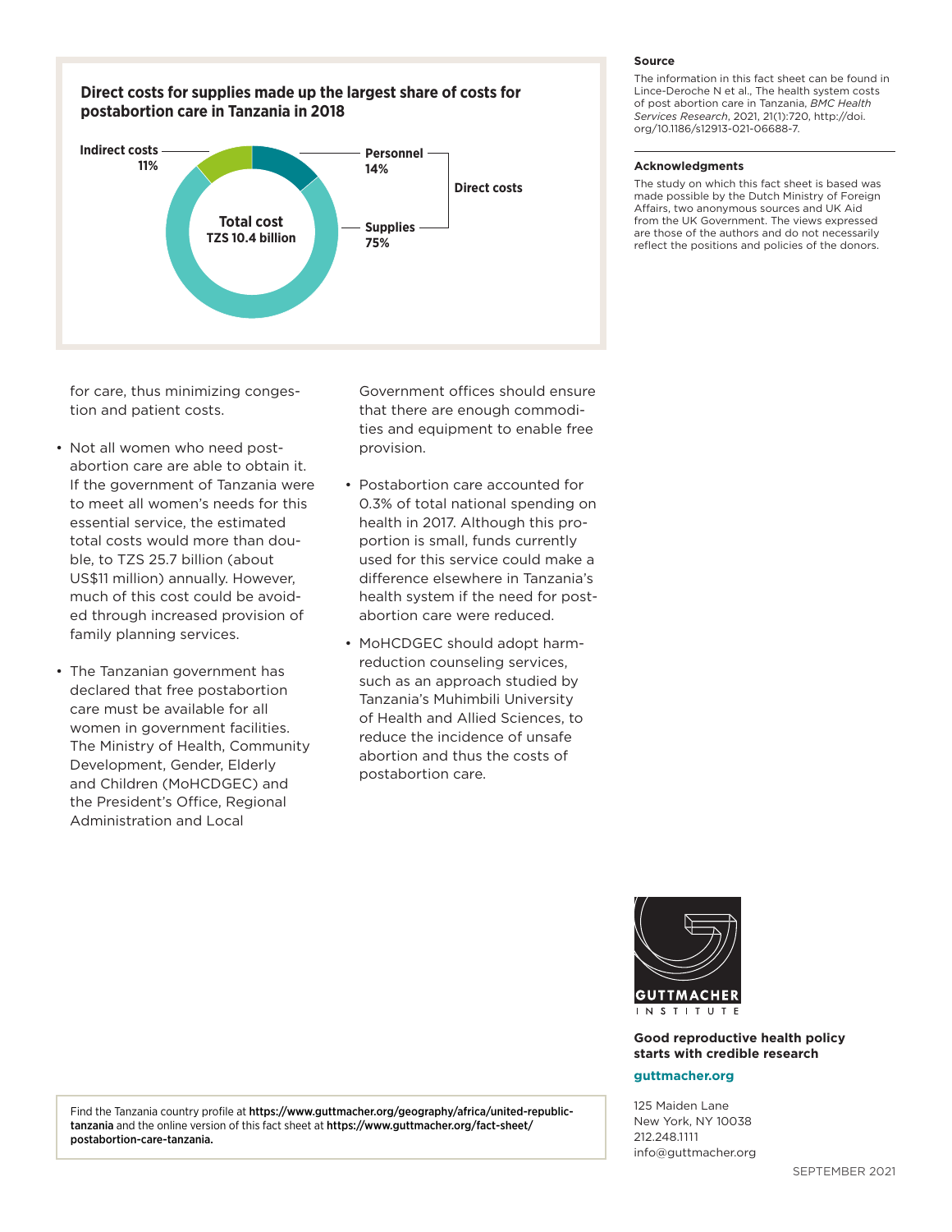### Direct costs for supplies made up the largest share of costs for postabortion care in Tanzania in 2018

Indirect costs 11%

Personnel 14%

Supplies 75%

Direct costs

Total cost TZS 10.4 billion

for care, thus minimizing congestion and patient costs.

- Not all women who need postabortion care are able to obtain it. If the government of Tanzania were to meet all women's needs for this essential service, the estimated total costs would more than double, to TZS 25.7 billion (about US$11 million) annually. However, much of this cost could be avoided through increased provision of family planning services.

- The Tanzanian government has declared that free postabortion care must be available for all women in government facilities. The Ministry of Health, Community Development, Gender, Elderly and Children (MoHCDGEC) and the President's Office, Regional Administration and Local Government offices should ensure that there are enough commodities and equipment to enable free provision.

- Postabortion care accounted for 0.3% of total national spending on health in 2017. Although this proportion is small, funds currently used for this service could make a difference elsewhere in Tanzania's health system if the need for postabortion care were reduced.

- MoHCDGEC should adopt harm-reduction counseling services, such as an approach studied by Tanzania's Muhimbili University of Health and Allied Sciences, to reduce the incidence of unsafe abortion and thus the costs of postabortion care.

Find the Tanzania country profile at **https://www.guttmacher.org/geography/africa/united-republic-tanzania** and the online version of this fact sheet at **https://www.guttmacher.org/fact-sheet/postabortion-care-tanzania.**

#### Source

The information in this fact sheet can be found in Lince-Deroche N et al., The health system costs of post abortion care in Tanzania, *BMC Health Services Research*, 2021, 21(1):720, http://doi.org/10.1186/s12913-021-06688-7.

#### Acknowledgments

The study on which this fact sheet is based was made possible by the Dutch Ministry of Foreign Affairs, two anonymous sources and UK Aid from the UK Government. The views expressed are those of the authors and do not necessarily reflect the positions and policies of the donors.

GUTTMACHER INSTITUTE

**Good reproductive health policy starts with credible research**

**guttmacher.org**

125 Maiden Lane
New York, NY 10038
212.248.1111
info@guttmacher.org

SEPTEMBER 2021